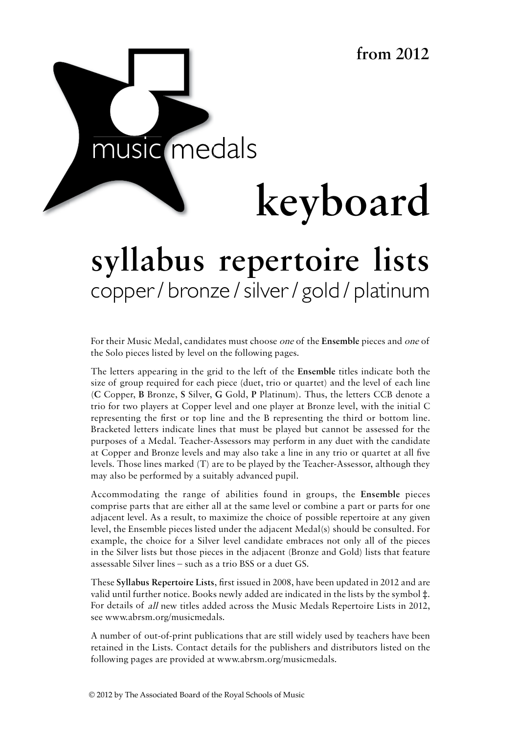from 2012

music medals

# keyboard

## syllabus repertoire lists

copper / bronze / silver / gold / platinum

For their Music Medal, candidates must choose *one* of the **Ensemble** pieces and *one* of the Solo pieces listed by level on the following pages.

The letters appearing in the grid to the left of the **Ensemble** titles indicate both the size of group required for each piece (duet, trio or quartet) and the level of each line (**C** Copper, **B** Bronze, **S** Silver, **G** Gold, **P** Platinum). Thus, the letters CCB denote a trio for two players at Copper level and one player at Bronze level, with the initial C representing the first or top line and the B representing the third or bottom line. Bracketed letters indicate lines that must be played but cannot be assessed for the purposes of a Medal. Teacher-Assessors may perform in any duet with the candidate at Copper and Bronze levels and may also take a line in any trio or quartet at all five levels. Those lines marked (T) are to be played by the Teacher-Assessor, although they may also be performed by a suitably advanced pupil.

Accommodating the range of abilities found in groups, the **Ensemble** pieces comprise parts that are either all at the same level or combine a part or parts for one adjacent level. As a result, to maximize the choice of possible repertoire at any given level, the Ensemble pieces listed under the adjacent Medal(s) should be consulted. For example, the choice for a Silver level candidate embraces not only all of the pieces in the Silver lists but those pieces in the adjacent (Bronze and Gold) lists that feature assessable Silver lines – such as a trio BSS or a duet GS.

These **Syllabus Repertoire Lists**, first issued in 2008, have been updated in 2012 and are valid until further notice. Books newly added are indicated in the lists by the symbol ‡. For details of *all* new titles added across the Music Medals Repertoire Lists in 2012, see www.abrsm.org/musicmedals.

A number of out-of-print publications that are still widely used by teachers have been retained in the Lists. Contact details for the publishers and distributors listed on the following pages are provided at www.abrsm.org/musicmedals.

© 2012 by The Associated Board of the Royal Schools of Music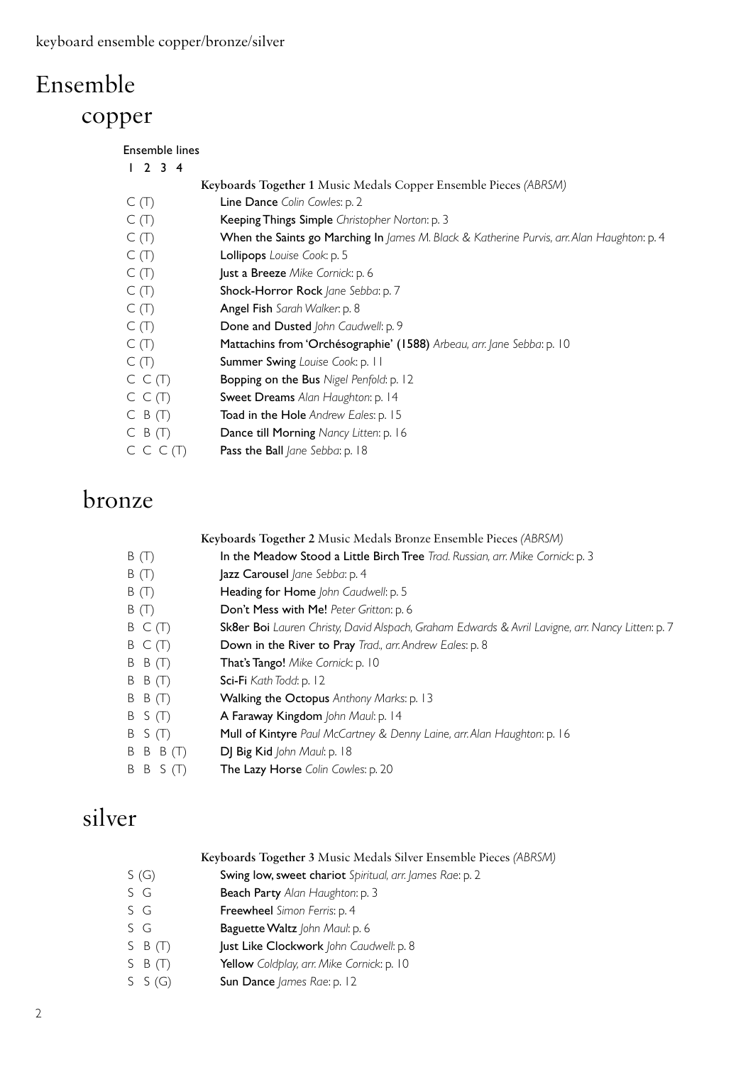keyboard ensemble copper/bronze/silver

# Ensemble

## copper

| Ensemble lines 1 2 3 4 | |
|---|---|
| | **Keyboards Together 1** Music Medals Copper Ensemble Pieces *(ABRSM)* |
| C (T) | **Line Dance** *Colin Cowles*: p. 2 |
| C (T) | **Keeping Things Simple** *Christopher Norton*: p. 3 |
| C (T) | **When the Saints go Marching In** *James M. Black & Katherine Purvis, arr. Alan Haughton*: p. 4 |
| C (T) | **Lollipops** *Louise Cook*: p. 5 |
| C (T) | **Just a Breeze** *Mike Cornick*: p. 6 |
| C (T) | **Shock-Horror Rock** *Jane Sebba*: p. 7 |
| C (T) | **Angel Fish** *Sarah Walker*: p. 8 |
| C (T) | **Done and Dusted** *John Caudwell*: p. 9 |
| C (T) | **Mattachins from 'Orchésographie' (1588)** *Arbeau, arr. Jane Sebba*: p. 10 |
| C (T) | **Summer Swing** *Louise Cook*: p. 11 |
| C C (T) | **Bopping on the Bus** *Nigel Penfold*: p. 12 |
| C C (T) | **Sweet Dreams** *Alan Haughton*: p. 14 |
| C B (T) | **Toad in the Hole** *Andrew Eales*: p. 15 |
| C B (T) | **Dance till Morning** *Nancy Litten*: p. 16 |
| C C C (T) | **Pass the Ball** *Jane Sebba*: p. 18 |

## bronze

| | |
|---|---|
| | **Keyboards Together 2** Music Medals Bronze Ensemble Pieces *(ABRSM)* |
| B (T) | **In the Meadow Stood a Little Birch Tree** *Trad. Russian, arr. Mike Cornick*: p. 3 |
| B (T) | **Jazz Carousel** *Jane Sebba*: p. 4 |
| B (T) | **Heading for Home** *John Caudwell*: p. 5 |
| B (T) | **Don't Mess with Me!** *Peter Gritton*: p. 6 |
| B C (T) | **Sk8er Boi** *Lauren Christy, David Alspach, Graham Edwards & Avril Lavigne, arr. Nancy Litten*: p. 7 |
| B C (T) | **Down in the River to Pray** *Trad., arr. Andrew Eales*: p. 8 |
| B B (T) | **That's Tango!** *Mike Cornick*: p. 10 |
| B B (T) | **Sci-Fi** *Kath Todd*: p. 12 |
| B B (T) | **Walking the Octopus** *Anthony Marks*: p. 13 |
| B S (T) | **A Faraway Kingdom** *John Maul*: p. 14 |
| B S (T) | **Mull of Kintyre** *Paul McCartney & Denny Laine, arr. Alan Haughton*: p. 16 |
| B B B (T) | **DJ Big Kid** *John Maul*: p. 18 |
| B B S (T) | **The Lazy Horse** *Colin Cowles*: p. 20 |

## silver

| | |
|---|---|
| | **Keyboards Together 3** Music Medals Silver Ensemble Pieces *(ABRSM)* |
| S (G) | **Swing low, sweet chariot** *Spiritual, arr. James Rae*: p. 2 |
| S G | **Beach Party** *Alan Haughton*: p. 3 |
| S G | **Freewheel** *Simon Ferris*: p. 4 |
| S G | **Baguette Waltz** *John Maul*: p. 6 |
| S B (T) | **Just Like Clockwork** *John Caudwell*: p. 8 |
| S B (T) | **Yellow** *Coldplay, arr. Mike Cornick*: p. 10 |
| S S (G) | **Sun Dance** *James Rae*: p. 12 |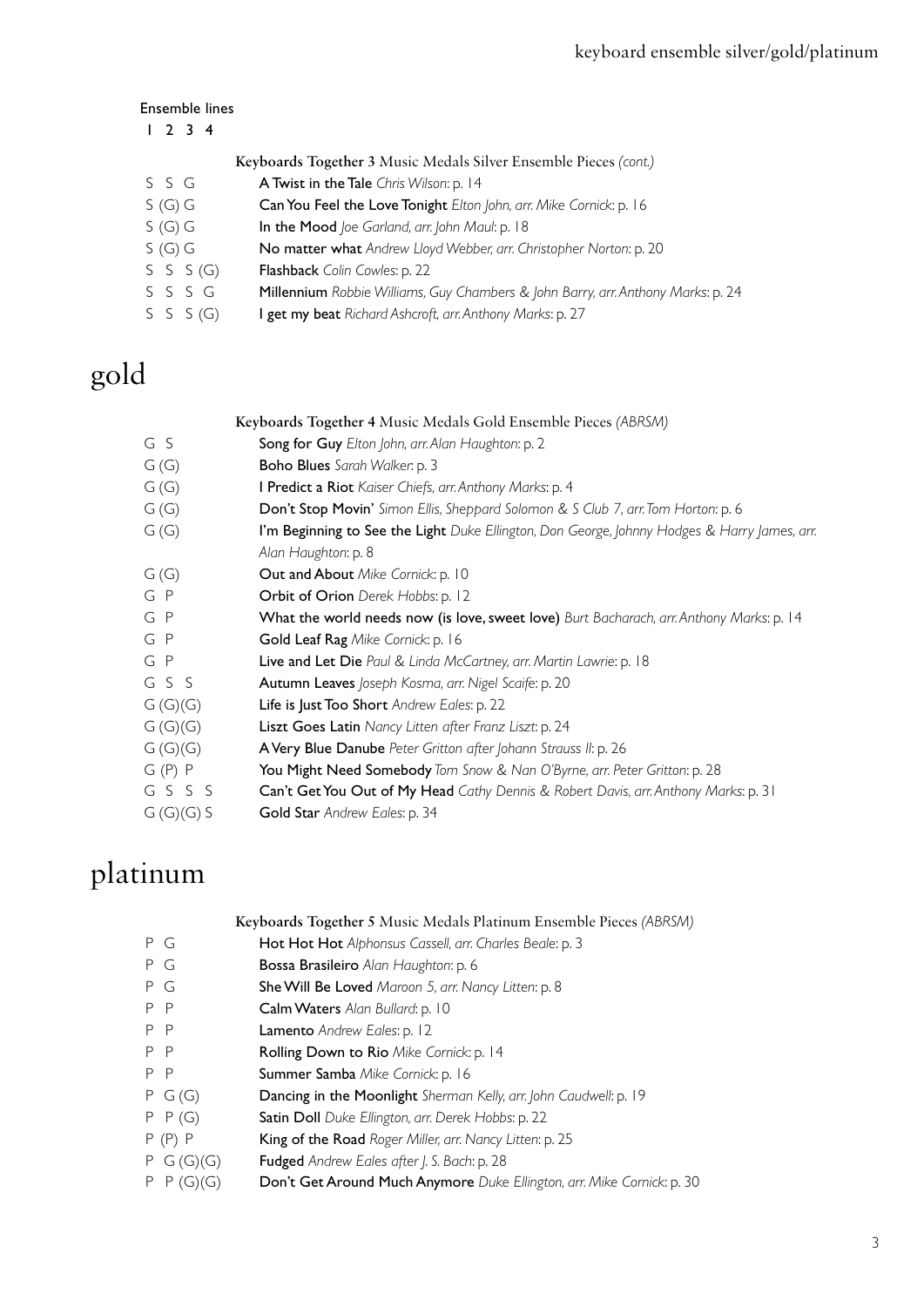Ensemble lines
1 2 3 4

| Ensemble lines | Keyboards Together 3 Music Medals Silver Ensemble Pieces *(cont.)* |
|---|---|
| S S G | **A Twist in the Tale** *Chris Wilson*: p. 14 |
| S (G) G | **Can You Feel the Love Tonight** *Elton John, arr. Mike Cornick*: p. 16 |
| S (G) G | **In the Mood** *Joe Garland, arr. John Maul*: p. 18 |
| S (G) G | **No matter what** *Andrew Lloyd Webber, arr. Christopher Norton*: p. 20 |
| S S S (G) | **Flashback** *Colin Cowles*: p. 22 |
| S S S G | **Millennium** *Robbie Williams, Guy Chambers & John Barry, arr. Anthony Marks*: p. 24 |
| S S S (G) | **I get my beat** *Richard Ashcroft, arr. Anthony Marks*: p. 27 |

# gold

| Ensemble lines | Keyboards Together 4 Music Medals Gold Ensemble Pieces *(ABRSM)* |
|---|---|
| G S | **Song for Guy** *Elton John, arr. Alan Haughton*: p. 2 |
| G (G) | **Boho Blues** *Sarah Walker*: p. 3 |
| G (G) | **I Predict a Riot** *Kaiser Chiefs, arr. Anthony Marks*: p. 4 |
| G (G) | **Don't Stop Movin'** *Simon Ellis, Sheppard Solomon & S Club 7, arr. Tom Horton*: p. 6 |
| G (G) | **I'm Beginning to See the Light** *Duke Ellington, Don George, Johnny Hodges & Harry James, arr. Alan Haughton*: p. 8 |
| G (G) | **Out and About** *Mike Cornick*: p. 10 |
| G P | **Orbit of Orion** *Derek Hobbs*: p. 12 |
| G P | **What the world needs now (is love, sweet love)** *Burt Bacharach, arr. Anthony Marks*: p. 14 |
| G P | **Gold Leaf Rag** *Mike Cornick*: p. 16 |
| G P | **Live and Let Die** *Paul & Linda McCartney, arr. Martin Lawrie*: p. 18 |
| G S S | **Autumn Leaves** *Joseph Kosma, arr. Nigel Scaife*: p. 20 |
| G (G)(G) | **Life is Just Too Short** *Andrew Eales*: p. 22 |
| G (G)(G) | **Liszt Goes Latin** *Nancy Litten after Franz Liszt*: p. 24 |
| G (G)(G) | **A Very Blue Danube** *Peter Gritton after Johann Strauss II*: p. 26 |
| G (P) P | **You Might Need Somebody** *Tom Snow & Nan O'Byrne, arr. Peter Gritton*: p. 28 |
| G S S S | **Can't Get You Out of My Head** *Cathy Dennis & Robert Davis, arr. Anthony Marks*: p. 31 |
| G (G)(G) S | **Gold Star** *Andrew Eales*: p. 34 |

# platinum

| Ensemble lines | Keyboards Together 5 Music Medals Platinum Ensemble Pieces *(ABRSM)* |
|---|---|
| P G | **Hot Hot Hot** *Alphonsus Cassell, arr. Charles Beale*: p. 3 |
| P G | **Bossa Brasileiro** *Alan Haughton*: p. 6 |
| P G | **She Will Be Loved** *Maroon 5, arr. Nancy Litten*: p. 8 |
| P P | **Calm Waters** *Alan Bullard*: p. 10 |
| P P | **Lamento** *Andrew Eales*: p. 12 |
| P P | **Rolling Down to Rio** *Mike Cornick*: p. 14 |
| P P | **Summer Samba** *Mike Cornick*: p. 16 |
| P G (G) | **Dancing in the Moonlight** *Sherman Kelly, arr. John Caudwell*: p. 19 |
| P P (G) | **Satin Doll** *Duke Ellington, arr. Derek Hobbs*: p. 22 |
| P (P) P | **King of the Road** *Roger Miller, arr. Nancy Litten*: p. 25 |
| P G (G)(G) | **Fudged** *Andrew Eales after J. S. Bach*: p. 28 |
| P P (G)(G) | **Don't Get Around Much Anymore** *Duke Ellington, arr. Mike Cornick*: p. 30 |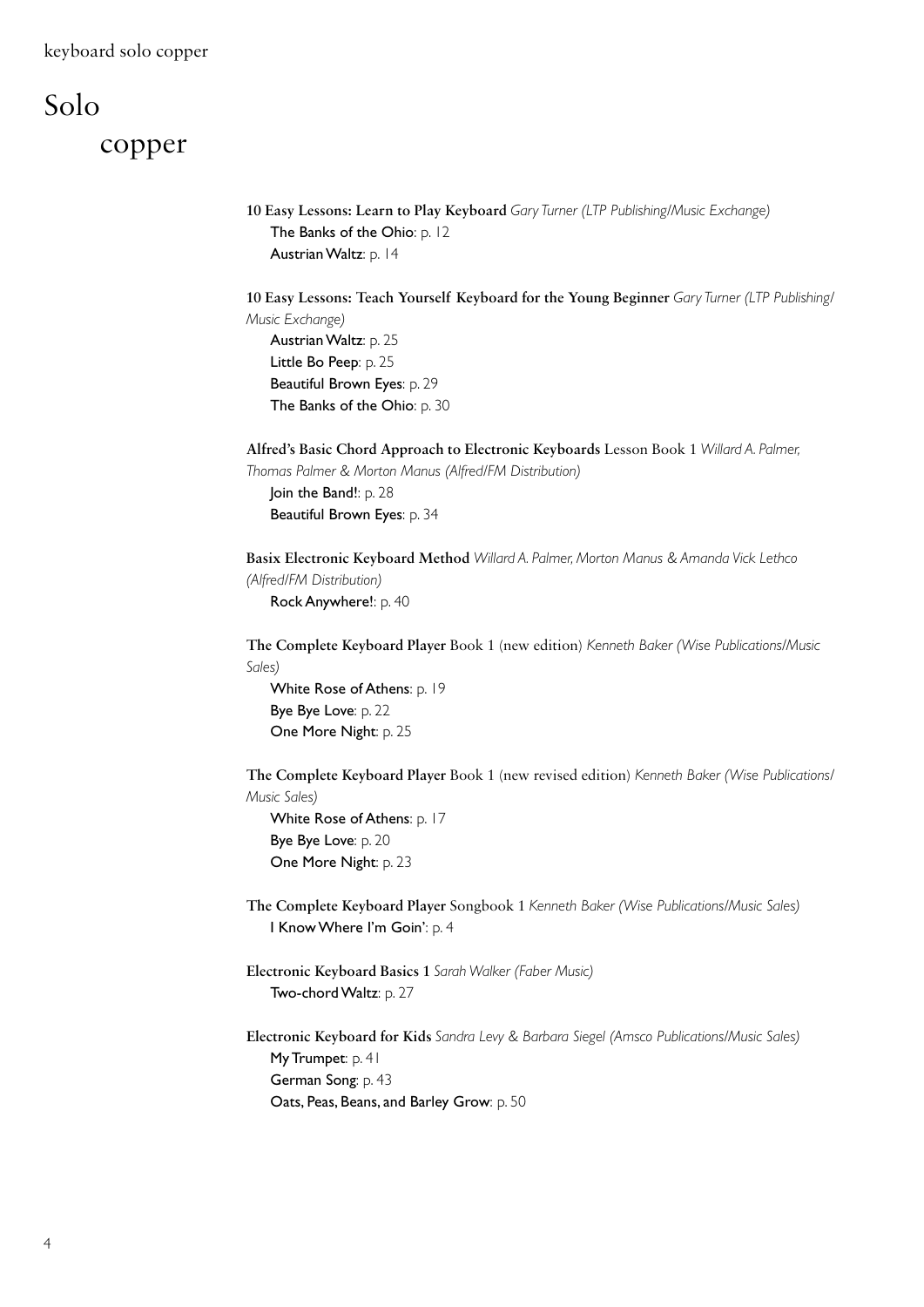# Solo

## copper

**10 Easy Lessons: Learn to Play Keyboard** *Gary Turner (LTP Publishing/Music Exchange)*
- The Banks of the Ohio: p. 12
- Austrian Waltz: p. 14

**10 Easy Lessons: Teach Yourself Keyboard for the Young Beginner** *Gary Turner (LTP Publishing/Music Exchange)*
- Austrian Waltz: p. 25
- Little Bo Peep: p. 25
- Beautiful Brown Eyes: p. 29
- The Banks of the Ohio: p. 30

**Alfred's Basic Chord Approach to Electronic Keyboards** Lesson Book 1 *Willard A. Palmer, Thomas Palmer & Morton Manus (Alfred/FM Distribution)*
- Join the Band!: p. 28
- Beautiful Brown Eyes: p. 34

**Basix Electronic Keyboard Method** *Willard A. Palmer, Morton Manus & Amanda Vick Lethco (Alfred/FM Distribution)*
- Rock Anywhere!: p. 40

**The Complete Keyboard Player** Book 1 (new edition) *Kenneth Baker (Wise Publications/Music Sales)*
- White Rose of Athens: p. 19
- Bye Bye Love: p. 22
- One More Night: p. 25

**The Complete Keyboard Player** Book 1 (new revised edition) *Kenneth Baker (Wise Publications/Music Sales)*
- White Rose of Athens: p. 17
- Bye Bye Love: p. 20
- One More Night: p. 23

**The Complete Keyboard Player** Songbook 1 *Kenneth Baker (Wise Publications/Music Sales)*
- I Know Where I'm Goin': p. 4

**Electronic Keyboard Basics 1** *Sarah Walker (Faber Music)*
- Two-chord Waltz: p. 27

**Electronic Keyboard for Kids** *Sandra Levy & Barbara Siegel (Amsco Publications/Music Sales)*
- My Trumpet: p. 41
- German Song: p. 43
- Oats, Peas, Beans, and Barley Grow: p. 50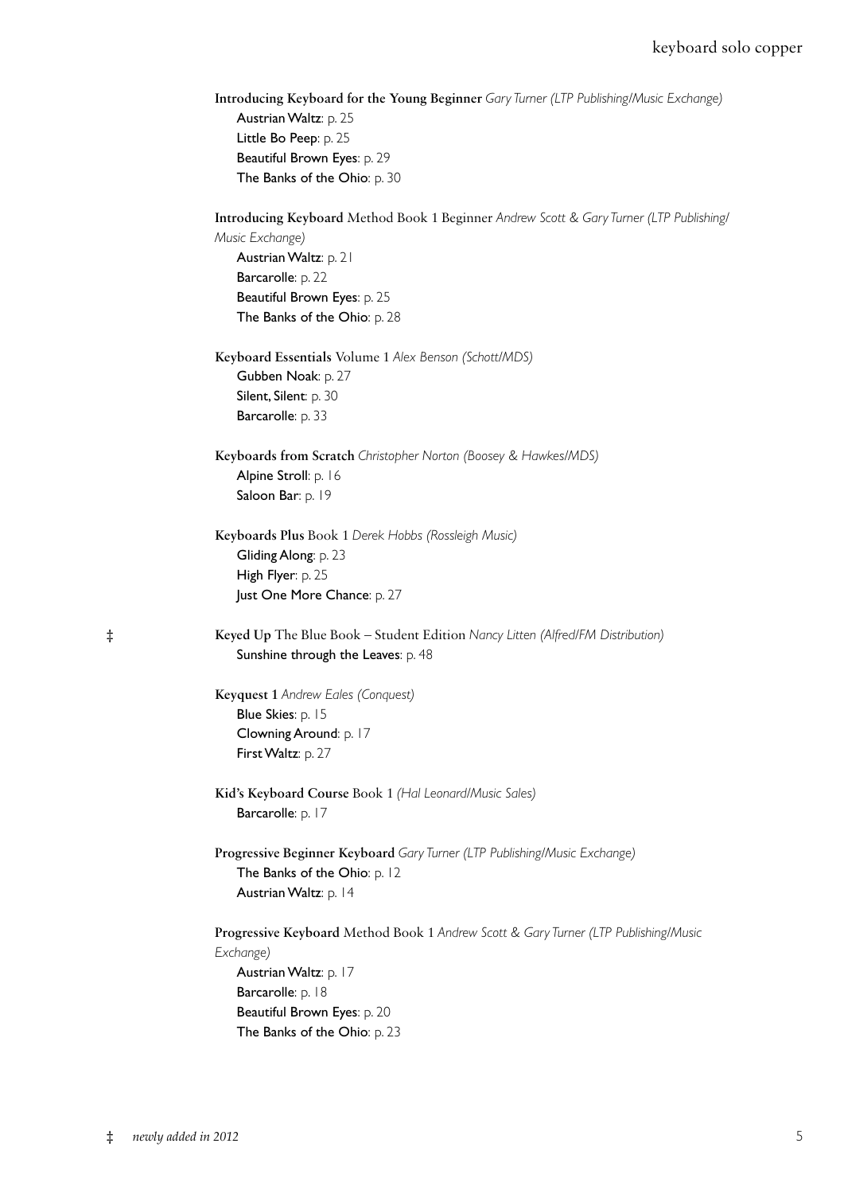**Introducing Keyboard for the Young Beginner** *Gary Turner (LTP Publishing/Music Exchange)*
- Austrian Waltz: p. 25
- Little Bo Peep: p. 25
- Beautiful Brown Eyes: p. 29
- The Banks of the Ohio: p. 30

**Introducing Keyboard** Method Book 1 Beginner *Andrew Scott & Gary Turner (LTP Publishing/Music Exchange)*
- Austrian Waltz: p. 21
- Barcarolle: p. 22
- Beautiful Brown Eyes: p. 25
- The Banks of the Ohio: p. 28

**Keyboard Essentials** Volume 1 *Alex Benson (Schott/MDS)*
- Gubben Noak: p. 27
- Silent, Silent: p. 30
- Barcarolle: p. 33

**Keyboards from Scratch** *Christopher Norton (Boosey & Hawkes/MDS)*
- Alpine Stroll: p. 16
- Saloon Bar: p. 19

**Keyboards Plus** Book 1 *Derek Hobbs (Rossleigh Music)*
- Gliding Along: p. 23
- High Flyer: p. 25
- Just One More Chance: p. 27

‡ **Keyed Up** The Blue Book – Student Edition *Nancy Litten (Alfred/FM Distribution)*
- Sunshine through the Leaves: p. 48

**Keyquest 1** *Andrew Eales (Conquest)*
- Blue Skies: p. 15
- Clowning Around: p. 17
- First Waltz: p. 27

**Kid's Keyboard Course** Book 1 *(Hal Leonard/Music Sales)*
- Barcarolle: p. 17

**Progressive Beginner Keyboard** *Gary Turner (LTP Publishing/Music Exchange)*
- The Banks of the Ohio: p. 12
- Austrian Waltz: p. 14

**Progressive Keyboard** Method Book 1 *Andrew Scott & Gary Turner (LTP Publishing/Music Exchange)*
- Austrian Waltz: p. 17
- Barcarolle: p. 18
- Beautiful Brown Eyes: p. 20
- The Banks of the Ohio: p. 23

‡ *newly added in 2012*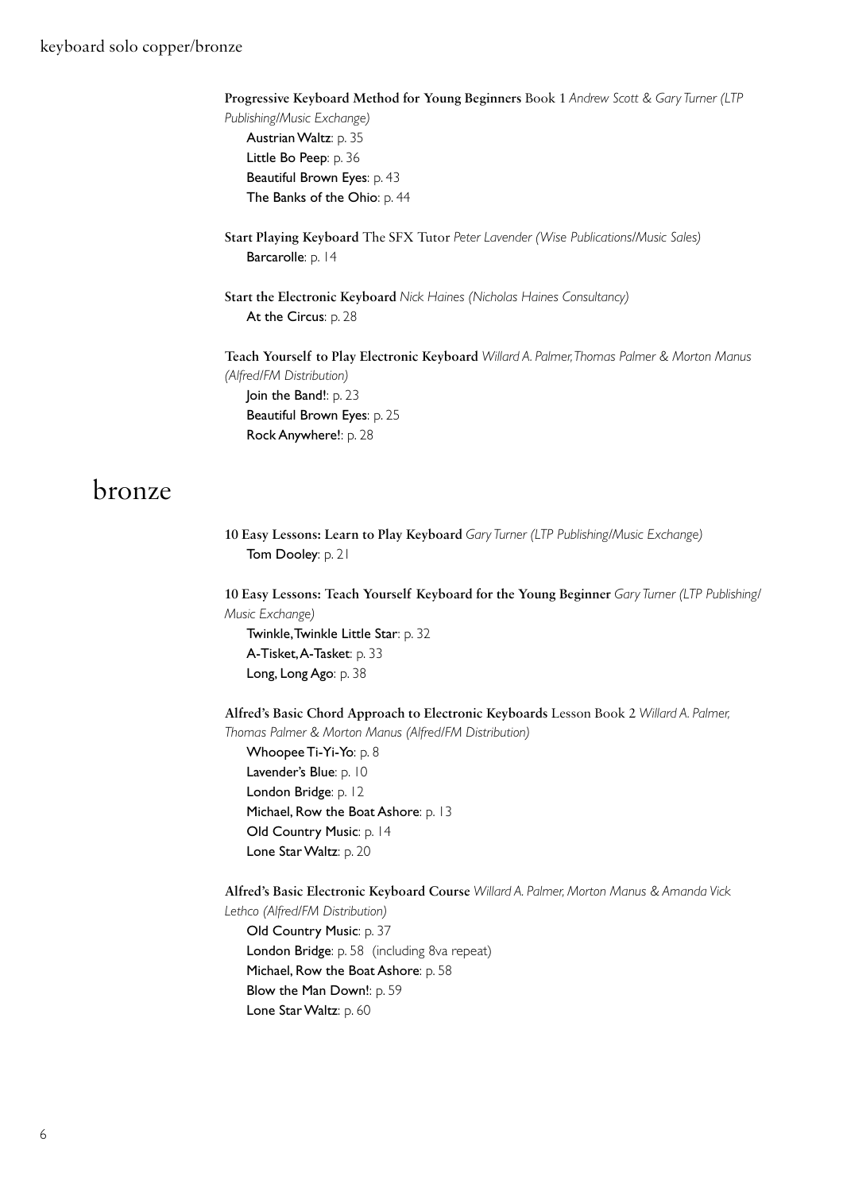**Progressive Keyboard Method for Young Beginners** Book 1 *Andrew Scott & Gary Turner (LTP Publishing/Music Exchange)*
- Austrian Waltz: p. 35
- Little Bo Peep: p. 36
- Beautiful Brown Eyes: p. 43
- The Banks of the Ohio: p. 44

**Start Playing Keyboard** The SFX Tutor *Peter Lavender (Wise Publications/Music Sales)*
- Barcarolle: p. 14

**Start the Electronic Keyboard** *Nick Haines (Nicholas Haines Consultancy)*
- At the Circus: p. 28

**Teach Yourself to Play Electronic Keyboard** *Willard A. Palmer, Thomas Palmer & Morton Manus (Alfred/FM Distribution)*
- Join the Band!: p. 23
- Beautiful Brown Eyes: p. 25
- Rock Anywhere!: p. 28

# bronze

**10 Easy Lessons: Learn to Play Keyboard** *Gary Turner (LTP Publishing/Music Exchange)*
- Tom Dooley: p. 21

**10 Easy Lessons: Teach Yourself Keyboard for the Young Beginner** *Gary Turner (LTP Publishing/Music Exchange)*
- Twinkle, Twinkle Little Star: p. 32
- A-Tisket, A-Tasket: p. 33
- Long, Long Ago: p. 38

**Alfred's Basic Chord Approach to Electronic Keyboards** Lesson Book 2 *Willard A. Palmer, Thomas Palmer & Morton Manus (Alfred/FM Distribution)*
- Whoopee Ti-Yi-Yo: p. 8
- Lavender's Blue: p. 10
- London Bridge: p. 12
- Michael, Row the Boat Ashore: p. 13
- Old Country Music: p. 14
- Lone Star Waltz: p. 20

**Alfred's Basic Electronic Keyboard Course** *Willard A. Palmer, Morton Manus & Amanda Vick Lethco (Alfred/FM Distribution)*
- Old Country Music: p. 37
- London Bridge: p. 58 (including 8va repeat)
- Michael, Row the Boat Ashore: p. 58
- Blow the Man Down!: p. 59
- Lone Star Waltz: p. 60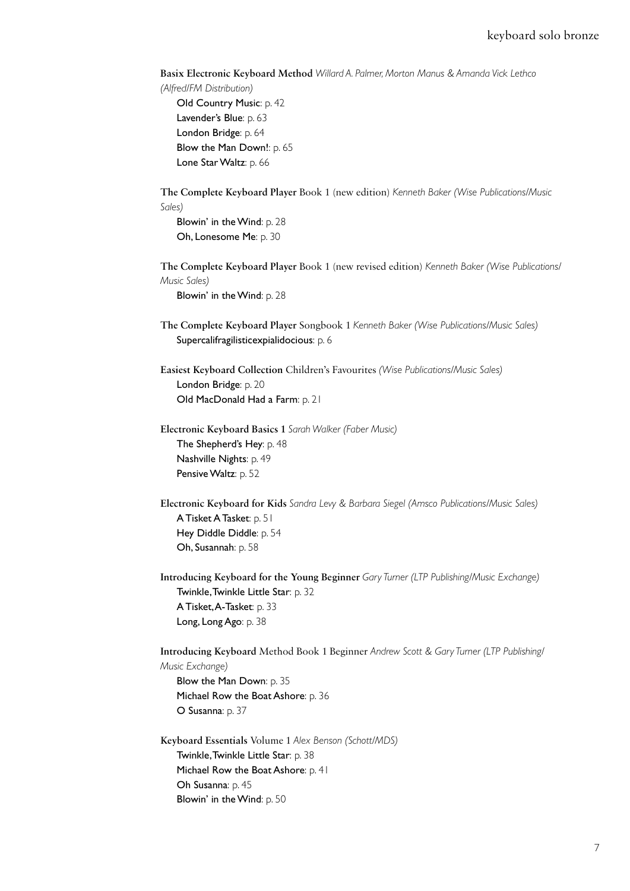**Basix Electronic Keyboard Method** *Willard A. Palmer, Morton Manus & Amanda Vick Lethco (Alfred/FM Distribution)*

Old Country Music: p. 42
Lavender's Blue: p. 63
London Bridge: p. 64
Blow the Man Down!: p. 65
Lone Star Waltz: p. 66

**The Complete Keyboard Player** Book 1 (new edition) *Kenneth Baker (Wise Publications/Music Sales)*

Blowin' in the Wind: p. 28
Oh, Lonesome Me: p. 30

**The Complete Keyboard Player** Book 1 (new revised edition) *Kenneth Baker (Wise Publications/Music Sales)*

Blowin' in the Wind: p. 28

**The Complete Keyboard Player** Songbook 1 *Kenneth Baker (Wise Publications/Music Sales)*

Supercalifragilisticexpialidocious: p. 6

**Easiest Keyboard Collection** Children's Favourites *(Wise Publications/Music Sales)*

London Bridge: p. 20
Old MacDonald Had a Farm: p. 21

**Electronic Keyboard Basics 1** *Sarah Walker (Faber Music)*

The Shepherd's Hey: p. 48
Nashville Nights: p. 49
Pensive Waltz: p. 52

**Electronic Keyboard for Kids** *Sandra Levy & Barbara Siegel (Amsco Publications/Music Sales)*

A Tisket A Tasket: p. 51
Hey Diddle Diddle: p. 54
Oh, Susannah: p. 58

**Introducing Keyboard for the Young Beginner** *Gary Turner (LTP Publishing/Music Exchange)*

Twinkle, Twinkle Little Star: p. 32
A Tisket, A-Tasket: p. 33
Long, Long Ago: p. 38

**Introducing Keyboard** Method Book 1 Beginner *Andrew Scott & Gary Turner (LTP Publishing/Music Exchange)*

Blow the Man Down: p. 35
Michael Row the Boat Ashore: p. 36
O Susanna: p. 37

**Keyboard Essentials** Volume 1 *Alex Benson (Schott/MDS)*

Twinkle, Twinkle Little Star: p. 38
Michael Row the Boat Ashore: p. 41
Oh Susanna: p. 45
Blowin' in the Wind: p. 50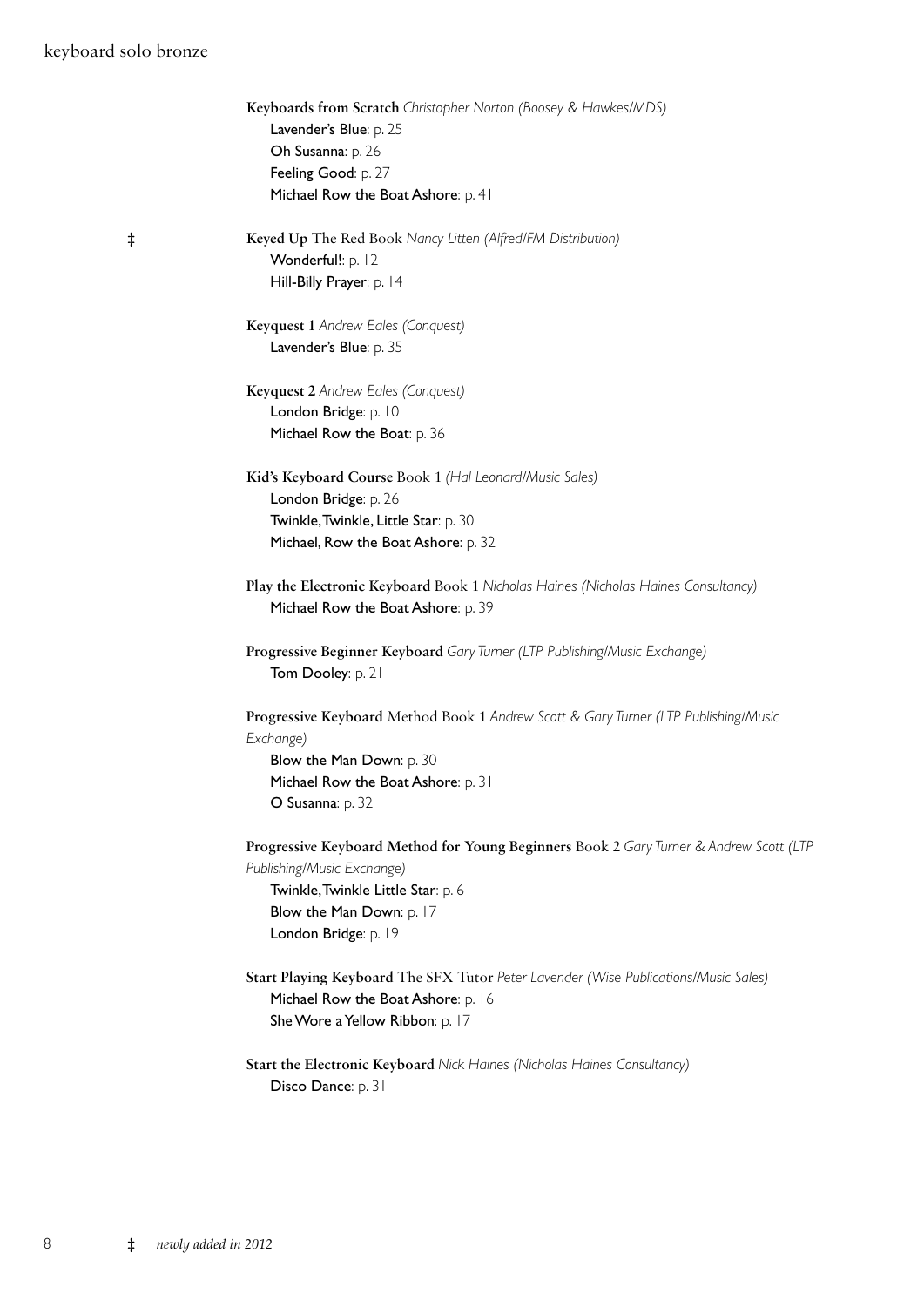**Keyboards from Scratch** *Christopher Norton (Boosey & Hawkes/MDS)*
- Lavender's Blue: p. 25
- Oh Susanna: p. 26
- Feeling Good: p. 27
- Michael Row the Boat Ashore: p. 41

‡ **Keyed Up** The Red Book *Nancy Litten (Alfred/FM Distribution)*
- Wonderful!: p. 12
- Hill-Billy Prayer: p. 14

**Keyquest 1** *Andrew Eales (Conquest)*
- Lavender's Blue: p. 35

**Keyquest 2** *Andrew Eales (Conquest)*
- London Bridge: p. 10
- Michael Row the Boat: p. 36

**Kid's Keyboard Course** Book 1 *(Hal Leonard/Music Sales)*
- London Bridge: p. 26
- Twinkle, Twinkle, Little Star: p. 30
- Michael, Row the Boat Ashore: p. 32

**Play the Electronic Keyboard** Book 1 *Nicholas Haines (Nicholas Haines Consultancy)*
- Michael Row the Boat Ashore: p. 39

**Progressive Beginner Keyboard** *Gary Turner (LTP Publishing/Music Exchange)*
- Tom Dooley: p. 21

**Progressive Keyboard** Method Book 1 *Andrew Scott & Gary Turner (LTP Publishing/Music Exchange)*
- Blow the Man Down: p. 30
- Michael Row the Boat Ashore: p. 31
- O Susanna: p. 32

**Progressive Keyboard Method for Young Beginners** Book 2 *Gary Turner & Andrew Scott (LTP Publishing/Music Exchange)*
- Twinkle, Twinkle Little Star: p. 6
- Blow the Man Down: p. 17
- London Bridge: p. 19

**Start Playing Keyboard** The SFX Tutor *Peter Lavender (Wise Publications/Music Sales)*
- Michael Row the Boat Ashore: p. 16
- She Wore a Yellow Ribbon: p. 17

**Start the Electronic Keyboard** *Nick Haines (Nicholas Haines Consultancy)*
- Disco Dance: p. 31

‡ *newly added in 2012*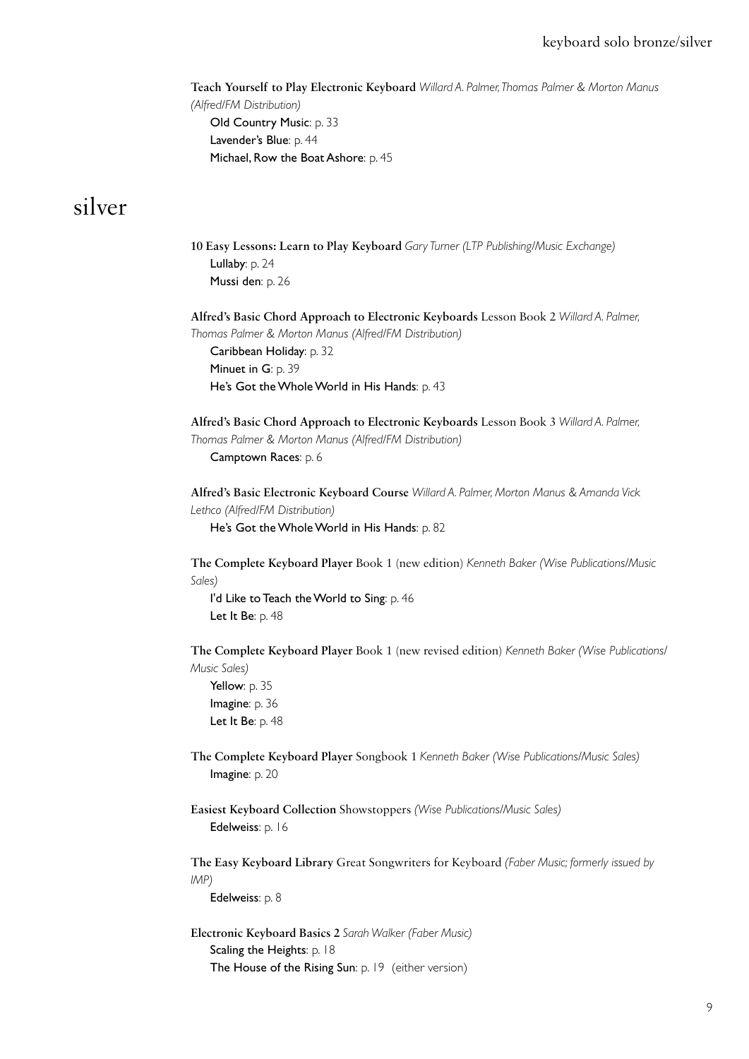**Teach Yourself to Play Electronic Keyboard** *Willard A. Palmer, Thomas Palmer & Morton Manus (Alfred/FM Distribution)*
- Old Country Music: p. 33
- Lavender's Blue: p. 44
- Michael, Row the Boat Ashore: p. 45

# silver

**10 Easy Lessons: Learn to Play Keyboard** *Gary Turner (LTP Publishing/Music Exchange)*
- Lullaby: p. 24
- Mussi den: p. 26

**Alfred's Basic Chord Approach to Electronic Keyboards** Lesson Book 2 *Willard A. Palmer, Thomas Palmer & Morton Manus (Alfred/FM Distribution)*
- Caribbean Holiday: p. 32
- Minuet in G: p. 39
- He's Got the Whole World in His Hands: p. 43

**Alfred's Basic Chord Approach to Electronic Keyboards** Lesson Book 3 *Willard A. Palmer, Thomas Palmer & Morton Manus (Alfred/FM Distribution)*
- Camptown Races: p. 6

**Alfred's Basic Electronic Keyboard Course** *Willard A. Palmer, Morton Manus & Amanda Vick Lethco (Alfred/FM Distribution)*
- He's Got the Whole World in His Hands: p. 82

**The Complete Keyboard Player** Book 1 (new edition) *Kenneth Baker (Wise Publications/Music Sales)*
- I'd Like to Teach the World to Sing: p. 46
- Let It Be: p. 48

**The Complete Keyboard Player** Book 1 (new revised edition) *Kenneth Baker (Wise Publications/Music Sales)*
- Yellow: p. 35
- Imagine: p. 36
- Let It Be: p. 48

**The Complete Keyboard Player** Songbook 1 *Kenneth Baker (Wise Publications/Music Sales)*
- Imagine: p. 20

**Easiest Keyboard Collection** Showstoppers *(Wise Publications/Music Sales)*
- Edelweiss: p. 16

**The Easy Keyboard Library** Great Songwriters for Keyboard *(Faber Music; formerly issued by IMP)*
- Edelweiss: p. 8

**Electronic Keyboard Basics 2** *Sarah Walker (Faber Music)*
- Scaling the Heights: p. 18
- The House of the Rising Sun: p. 19 (either version)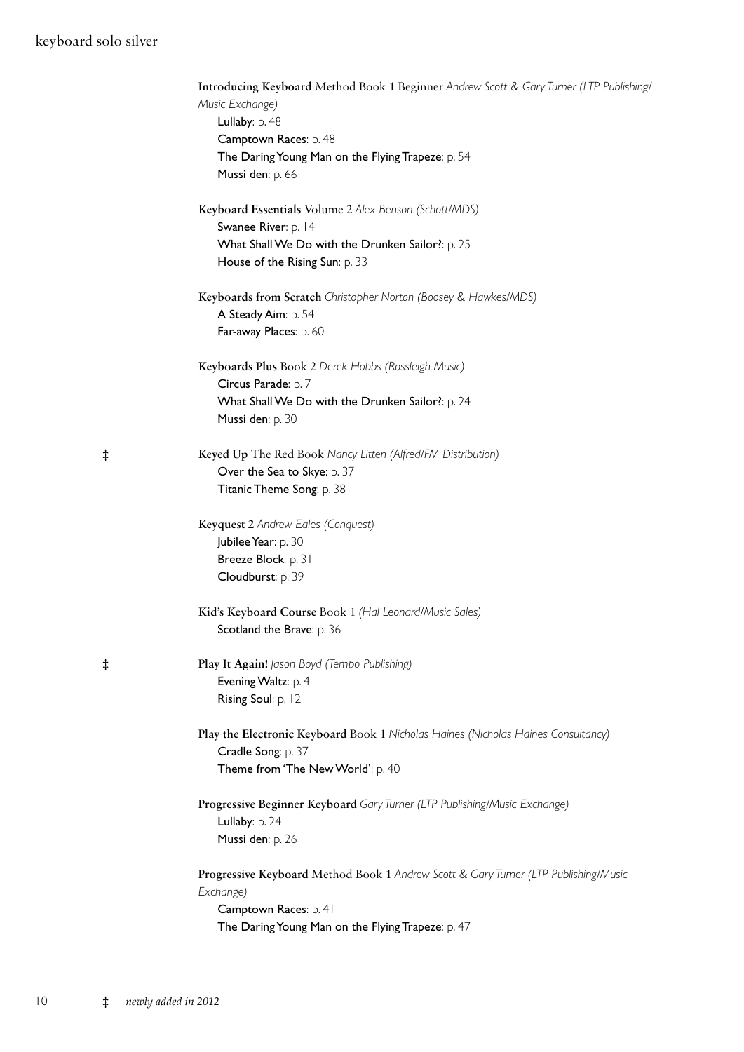**Introducing Keyboard** Method Book 1 Beginner *Andrew Scott & Gary Turner (LTP Publishing/Music Exchange)*
- Lullaby: p. 48
- Camptown Races: p. 48
- The Daring Young Man on the Flying Trapeze: p. 54
- Mussi den: p. 66

**Keyboard Essentials** Volume 2 *Alex Benson (Schott/MDS)*
- Swanee River: p. 14
- What Shall We Do with the Drunken Sailor?: p. 25
- House of the Rising Sun: p. 33

**Keyboards from Scratch** *Christopher Norton (Boosey & Hawkes/MDS)*
- A Steady Aim: p. 54
- Far-away Places: p. 60

**Keyboards Plus** Book 2 *Derek Hobbs (Rossleigh Music)*
- Circus Parade: p. 7
- What Shall We Do with the Drunken Sailor?: p. 24
- Mussi den: p. 30

‡ **Keyed Up** The Red Book *Nancy Litten (Alfred/FM Distribution)*
- Over the Sea to Skye: p. 37
- Titanic Theme Song: p. 38

**Keyquest 2** *Andrew Eales (Conquest)*
- Jubilee Year: p. 30
- Breeze Block: p. 31
- Cloudburst: p. 39

**Kid's Keyboard Course** Book 1 *(Hal Leonard/Music Sales)*
- Scotland the Brave: p. 36

‡ **Play It Again!** *Jason Boyd (Tempo Publishing)*
- Evening Waltz: p. 4
- Rising Soul: p. 12

**Play the Electronic Keyboard** Book 1 *Nicholas Haines (Nicholas Haines Consultancy)*
- Cradle Song: p. 37
- Theme from 'The New World': p. 40

**Progressive Beginner Keyboard** *Gary Turner (LTP Publishing/Music Exchange)*
- Lullaby: p. 24
- Mussi den: p. 26

**Progressive Keyboard** Method Book 1 *Andrew Scott & Gary Turner (LTP Publishing/Music Exchange)*
- Camptown Races: p. 41
- The Daring Young Man on the Flying Trapeze: p. 47

‡ *newly added in 2012*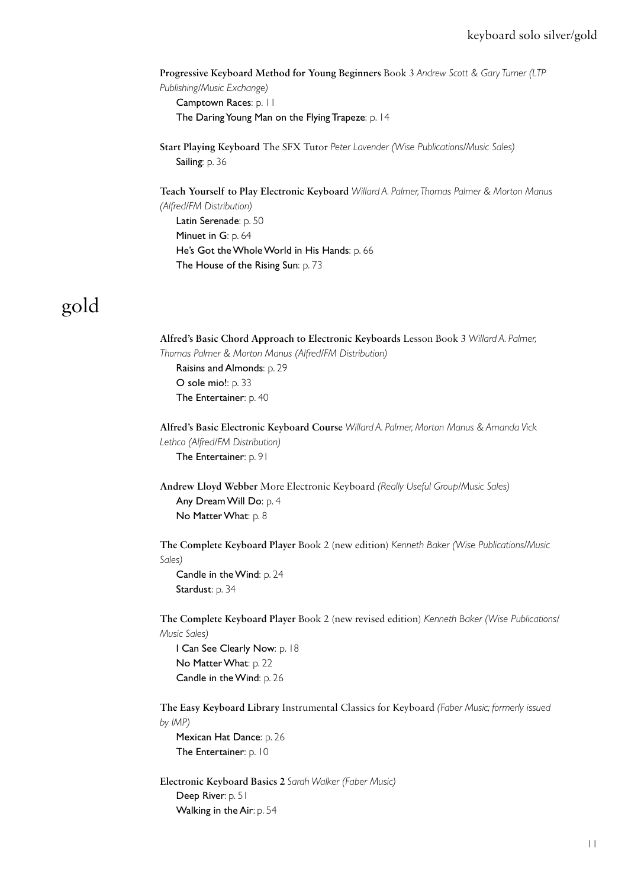**Progressive Keyboard Method for Young Beginners** Book 3 *Andrew Scott & Gary Turner (LTP Publishing/Music Exchange)*
Camptown Races: p. 11
The Daring Young Man on the Flying Trapeze: p. 14

**Start Playing Keyboard** The SFX Tutor *Peter Lavender (Wise Publications/Music Sales)*
Sailing: p. 36

**Teach Yourself to Play Electronic Keyboard** *Willard A. Palmer, Thomas Palmer & Morton Manus (Alfred/FM Distribution)*
Latin Serenade: p. 50
Minuet in G: p. 64
He's Got the Whole World in His Hands: p. 66
The House of the Rising Sun: p. 73

# gold

**Alfred's Basic Chord Approach to Electronic Keyboards** Lesson Book 3 *Willard A. Palmer, Thomas Palmer & Morton Manus (Alfred/FM Distribution)*
Raisins and Almonds: p. 29
O sole mio!: p. 33
The Entertainer: p. 40

**Alfred's Basic Electronic Keyboard Course** *Willard A. Palmer, Morton Manus & Amanda Vick Lethco (Alfred/FM Distribution)*
The Entertainer: p. 91

**Andrew Lloyd Webber** More Electronic Keyboard *(Really Useful Group/Music Sales)*
Any Dream Will Do: p. 4
No Matter What: p. 8

**The Complete Keyboard Player** Book 2 (new edition) *Kenneth Baker (Wise Publications/Music Sales)*
Candle in the Wind: p. 24
Stardust: p. 34

**The Complete Keyboard Player** Book 2 (new revised edition) *Kenneth Baker (Wise Publications/Music Sales)*
I Can See Clearly Now: p. 18
No Matter What: p. 22
Candle in the Wind: p. 26

**The Easy Keyboard Library** Instrumental Classics for Keyboard *(Faber Music; formerly issued by IMP)*
Mexican Hat Dance: p. 26
The Entertainer: p. 10

**Electronic Keyboard Basics 2** *Sarah Walker (Faber Music)*
Deep River: p. 51
Walking in the Air: p. 54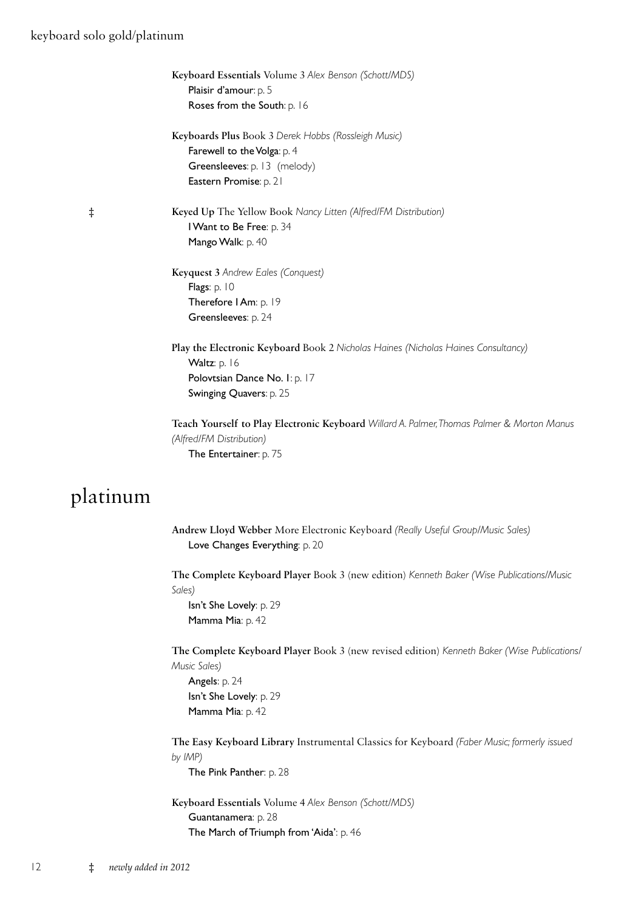**Keyboard Essentials** Volume 3 *Alex Benson (Schott/MDS)*
- Plaisir d'amour: p. 5
- Roses from the South: p. 16

**Keyboards Plus** Book 3 *Derek Hobbs (Rossleigh Music)*
- Farewell to the Volga: p. 4
- Greensleeves: p. 13 (melody)
- Eastern Promise: p. 21

‡ **Keyed Up** The Yellow Book *Nancy Litten (Alfred/FM Distribution)*
- I Want to Be Free: p. 34
- Mango Walk: p. 40

**Keyquest 3** *Andrew Eales (Conquest)*
- Flags: p. 10
- Therefore I Am: p. 19
- Greensleeves: p. 24

**Play the Electronic Keyboard** Book 2 *Nicholas Haines (Nicholas Haines Consultancy)*
- Waltz: p. 16
- Polovtsian Dance No. 1: p. 17
- Swinging Quavers: p. 25

**Teach Yourself to Play Electronic Keyboard** *Willard A. Palmer, Thomas Palmer & Morton Manus (Alfred/FM Distribution)*
- The Entertainer: p. 75

# platinum

**Andrew Lloyd Webber** More Electronic Keyboard *(Really Useful Group/Music Sales)*
- Love Changes Everything: p. 20

**The Complete Keyboard Player** Book 3 (new edition) *Kenneth Baker (Wise Publications/Music Sales)*
- Isn't She Lovely: p. 29
- Mamma Mia: p. 42

**The Complete Keyboard Player** Book 3 (new revised edition) *Kenneth Baker (Wise Publications/Music Sales)*
- Angels: p. 24
- Isn't She Lovely: p. 29
- Mamma Mia: p. 42

**The Easy Keyboard Library** Instrumental Classics for Keyboard *(Faber Music; formerly issued by IMP)*
- The Pink Panther: p. 28

**Keyboard Essentials** Volume 4 *Alex Benson (Schott/MDS)*
- Guantanamera: p. 28
- The March of Triumph from 'Aida': p. 46

‡ *newly added in 2012*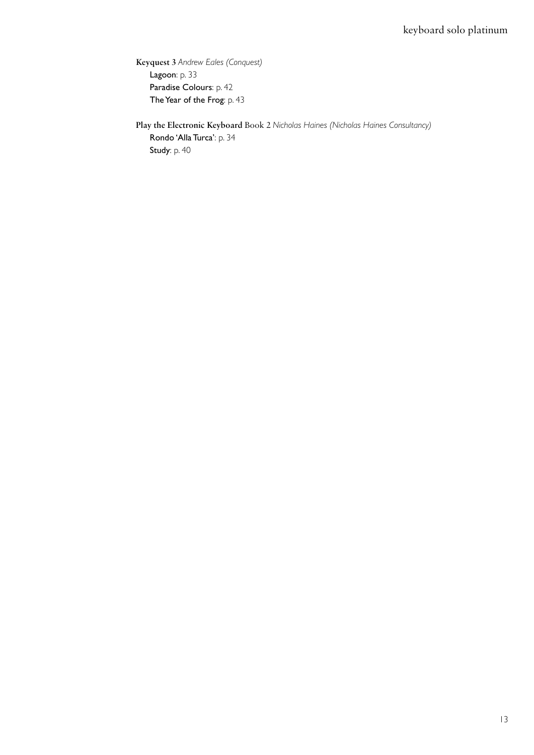**Keyquest 3** *Andrew Eales (Conquest)*

Lagoon: p. 33
Paradise Colours: p. 42
The Year of the Frog: p. 43

**Play the Electronic Keyboard** Book 2 *Nicholas Haines (Nicholas Haines Consultancy)*

Rondo 'Alla Turca': p. 34
Study: p. 40